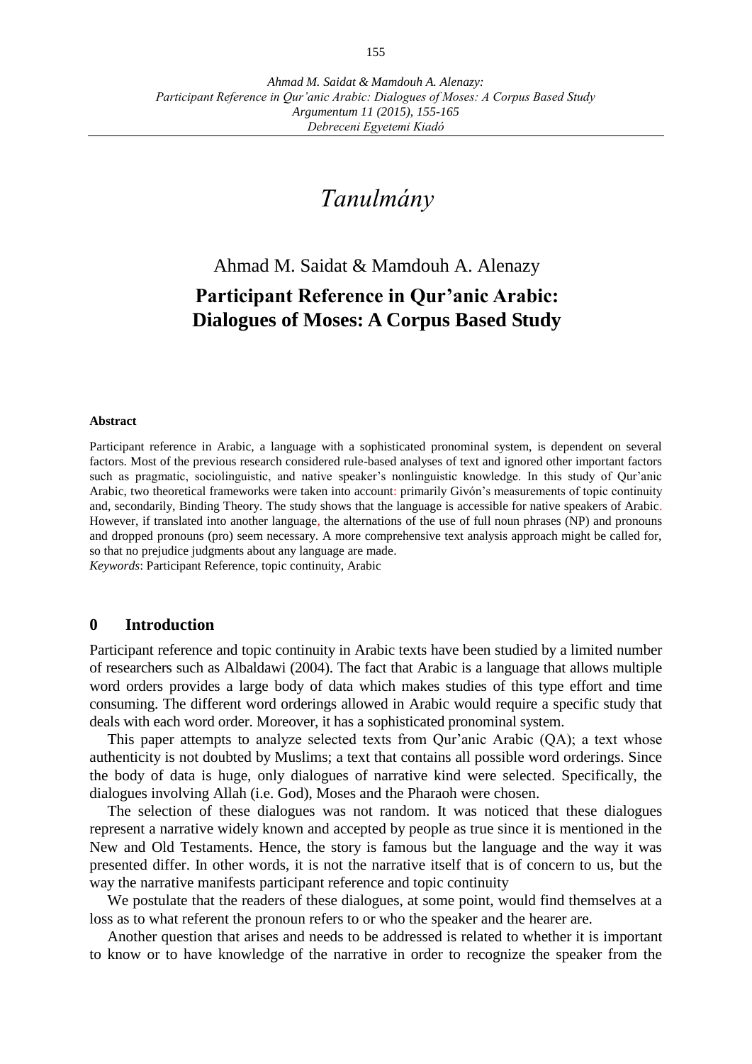# Tanulmány

Ahmad M. Saidat & Mamdouh A. Alenazy

## Participant Reference in Qur'anic Arabic: Dialogues of Moses: A Corpus Based Study

**Abstract**

Participant reference in Arabic, a language with a sophisticated pronominal system, is dependent on several factors. Most of the previous research considered rule-based analyses of text and ignored other important factors such as pragmatic, sociolinguistic, and native speaker's nonlinguistic knowledge. In this study of Qur'anic Arabic, two theoretical frameworks were taken into account: primarily Givón's measurements of topic continuity and, secondarily, Binding Theory. The study shows that the language is accessible for native speakers of Arabic. However, if translated into another language, the alternations of the use of full noun phrases (NP) and pronouns and dropped pronouns (pro) seem necessary. A more comprehensive text analysis approach might be called for, so that no prejudice judgments about any language are made.

*Keywords*: Participant Reference, topic continuity, Arabic

## 0 Introduction

Participant reference and topic continuity in Arabic texts have been studied by a limited number of researchers such as Albaldawi (2004). The fact that Arabic is a language that allows multiple word orders provides a large body of data which makes studies of this type effort and time consuming. The different word orderings allowed in Arabic would require a specific study that deals with each word order. Moreover, it has a sophisticated pronominal system.

This paper attempts to analyze selected texts from Qur'anic Arabic (QA); a text whose authenticity is not doubted by Muslims; a text that contains all possible word orderings. Since the body of data is huge, only dialogues of narrative kind were selected. Specifically, the dialogues involving Allah (i.e. God), Moses and the Pharaoh were chosen.

The selection of these dialogues was not random. It was noticed that these dialogues represent a narrative widely known and accepted by people as true since it is mentioned in the New and Old Testaments. Hence, the story is famous but the language and the way it was presented differ. In other words, it is not the narrative itself that is of concern to us, but the way the narrative manifests participant reference and topic continuity

We postulate that the readers of these dialogues, at some point, would find themselves at a loss as to what referent the pronoun refers to or who the speaker and the hearer are.

Another question that arises and needs to be addressed is related to whether it is important to know or to have knowledge of the narrative in order to recognize the speaker from the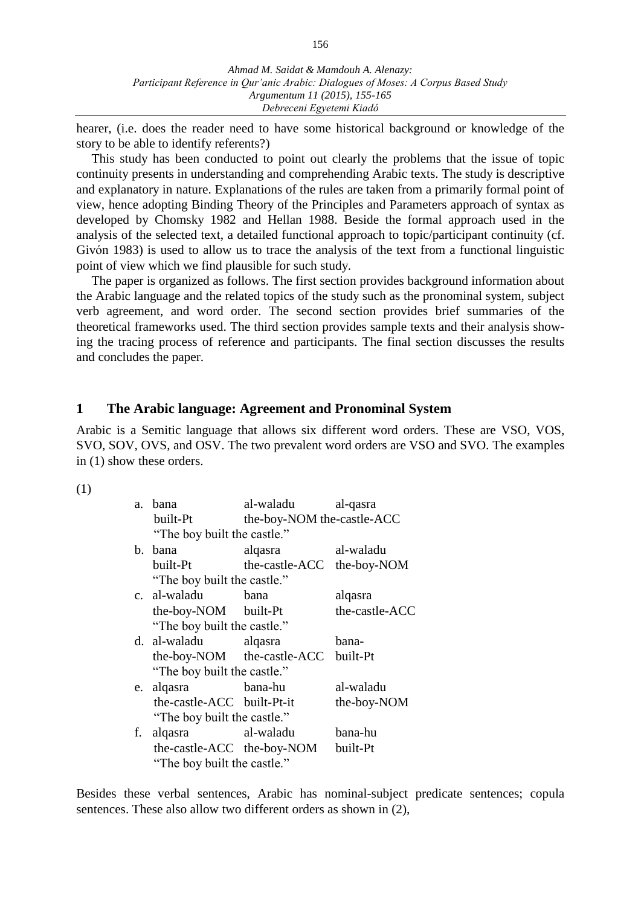hearer, (i.e. does the reader need to have some historical background or knowledge of the story to be able to identify referents?)

This study has been conducted to point out clearly the problems that the issue of topic continuity presents in understanding and comprehending Arabic texts. The study is descriptive and explanatory in nature. Explanations of the rules are taken from a primarily formal point of view, hence adopting Binding Theory of the Principles and Parameters approach of syntax as developed by Chomsky 1982 and Hellan 1988. Beside the formal approach used in the analysis of the selected text, a detailed functional approach to topic/participant continuity (cf. Givón 1983) is used to allow us to trace the analysis of the text from a functional linguistic point of view which we find plausible for such study.

The paper is organized as follows. The first section provides background information about the Arabic language and the related topics of the study such as the pronominal system, subject verb agreement, and word order. The second section provides brief summaries of the theoretical frameworks used. The third section provides sample texts and their analysis showing the tracing process of reference and participants. The final section discusses the results and concludes the paper.

## 1 The Arabic language: Agreement and Pronominal System

Arabic is a Semitic language that allows six different word orders. These are VSO, VOS, SVO, SOV, OVS, and OSV. The two prevalent word orders are VSO and SVO. The examples in (1) show these orders.

(1)

a. bana al-waladu al-qasra
   built-Pt the-boy-NOM the-castle-ACC
   "The boy built the castle."

b. bana alqasra al-waladu
   built-Pt the-castle-ACC the-boy-NOM
   "The boy built the castle."

c. al-waladu bana alqasra
   the-boy-NOM built-Pt the-castle-ACC
   "The boy built the castle."

d. al-waladu alqasra bana-
   the-boy-NOM the-castle-ACC built-Pt
   "The boy built the castle."

e. alqasra bana-hu al-waladu
   the-castle-ACC built-Pt-it the-boy-NOM
   "The boy built the castle."

f. alqasra al-waladu bana-hu
   the-castle-ACC the-boy-NOM built-Pt
   "The boy built the castle."

Besides these verbal sentences, Arabic has nominal-subject predicate sentences; copula sentences. These also allow two different orders as shown in (2),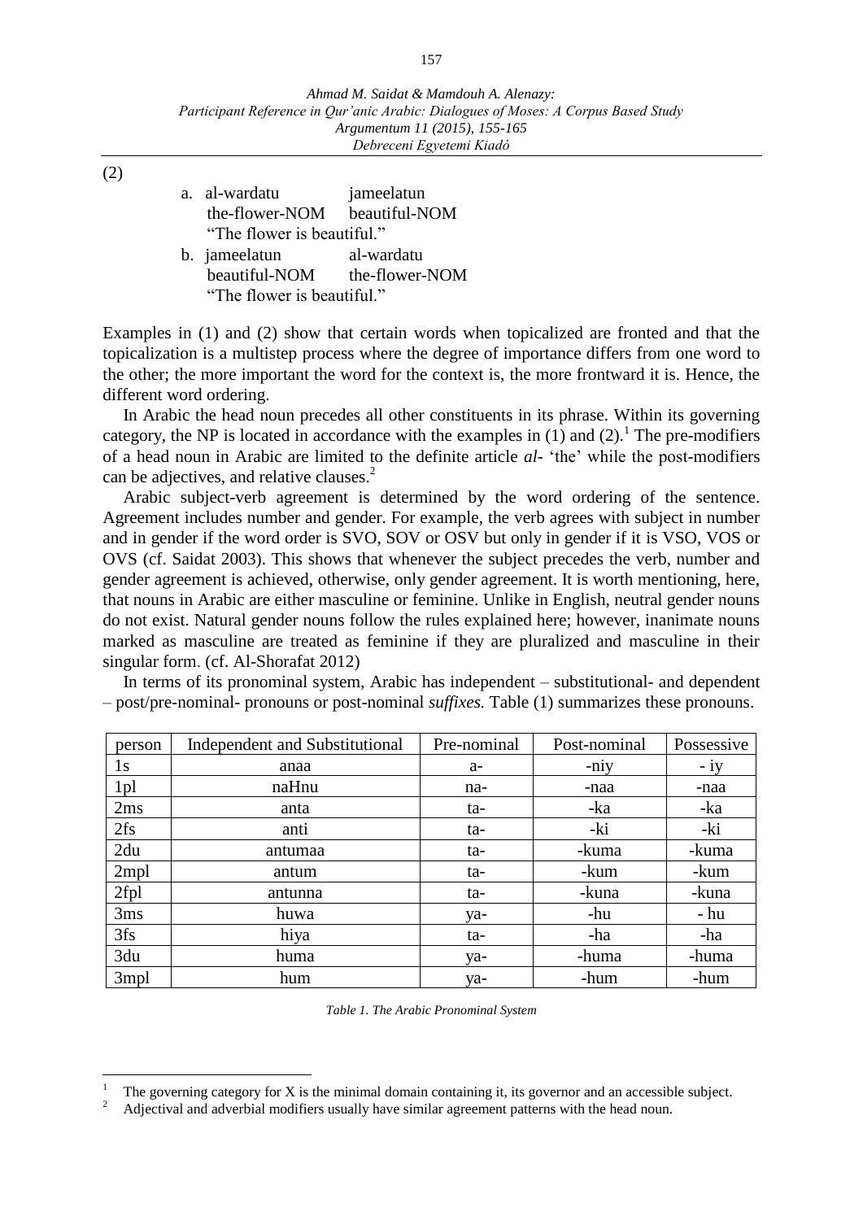(2)

a. al-wardatu jameelatun
   the-flower-NOM beautiful-NOM
   "The flower is beautiful."

b. jameelatun al-wardatu
   beautiful-NOM the-flower-NOM
   "The flower is beautiful."

Examples in (1) and (2) show that certain words when topicalized are fronted and that the topicalization is a multistep process where the degree of importance differs from one word to the other; the more important the word for the context is, the more frontward it is. Hence, the different word ordering.

In Arabic the head noun precedes all other constituents in its phrase. Within its governing category, the NP is located in accordance with the examples in (1) and (2).[1] The pre-modifiers of a head noun in Arabic are limited to the definite article *al-* 'the' while the post-modifiers can be adjectives, and relative clauses.[2]

Arabic subject-verb agreement is determined by the word ordering of the sentence. Agreement includes number and gender. For example, the verb agrees with subject in number and in gender if the word order is SVO, SOV or OSV but only in gender if it is VSO, VOS or OVS (cf. Saidat 2003). This shows that whenever the subject precedes the verb, number and gender agreement is achieved, otherwise, only gender agreement. It is worth mentioning, here, that nouns in Arabic are either masculine or feminine. Unlike in English, neutral gender nouns do not exist. Natural gender nouns follow the rules explained here; however, inanimate nouns marked as masculine are treated as feminine if they are pluralized and masculine in their singular form. (cf. Al-Shorafat 2012)

In terms of its pronominal system, Arabic has independent – substitutional- and dependent – post/pre-nominal- pronouns or post-nominal *suffixes.* Table (1) summarizes these pronouns.

| person | Independent and Substitutional | Pre-nominal | Post-nominal | Possessive |
|---|---|---|---|---|
| 1s | anaa | a- | -niy | - iy |
| 1pl | naHnu | na- | -naa | -naa |
| 2ms | anta | ta- | -ka | -ka |
| 2fs | anti | ta- | -ki | -ki |
| 2du | antumaa | ta- | -kuma | -kuma |
| 2mpl | antum | ta- | -kum | -kum |
| 2fpl | antunna | ta- | -kuna | -kuna |
| 3ms | huwa | ya- | -hu | - hu |
| 3fs | hiya | ta- | -ha | -ha |
| 3du | huma | ya- | -huma | -huma |
| 3mpl | hum | ya- | -hum | -hum |

*Table 1. The Arabic Pronominal System*

[1] The governing category for X is the minimal domain containing it, its governor and an accessible subject.

[2] Adjectival and adverbial modifiers usually have similar agreement patterns with the head noun.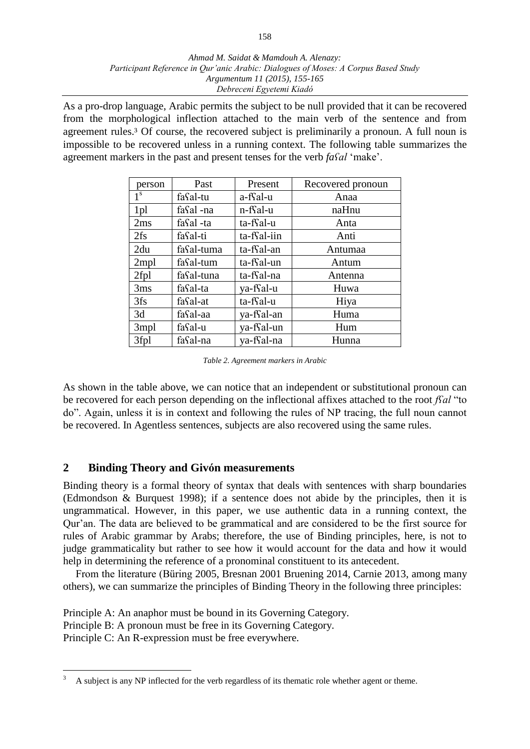As a pro-drop language, Arabic permits the subject to be null provided that it can be recovered from the morphological inflection attached to the main verb of the sentence and from agreement rules.[3] Of course, the recovered subject is preliminarily a pronoun. A full noun is impossible to be recovered unless in a running context. The following table summarizes the agreement markers in the past and present tenses for the verb *faʕal* 'make'.

| person | Past | Present | Recovered pronoun |
|---|---|---|---|
| 1s | faʕal-tu | a-fʕal-u | Anaa |
| 1pl | faʕal -na | n-fʕal-u | naHnu |
| 2ms | faʕal -ta | ta-fʕal-u | Anta |
| 2fs | faʕal-ti | ta-fʕal-iin | Anti |
| 2du | faʕal-tuma | ta-fʕal-an | Antumaa |
| 2mpl | faʕal-tum | ta-fʕal-un | Antum |
| 2fpl | faʕal-tuna | ta-fʕal-na | Antenna |
| 3ms | faʕal-ta | ya-fʕal-u | Huwa |
| 3fs | faʕal-at | ta-fʕal-u | Hiya |
| 3d | faʕal-aa | ya-fʕal-an | Huma |
| 3mpl | faʕal-u | ya-fʕal-un | Hum |
| 3fpl | faʕal-na | ya-fʕal-na | Hunna |

*Table 2. Agreement markers in Arabic*

As shown in the table above, we can notice that an independent or substitutional pronoun can be recovered for each person depending on the inflectional affixes attached to the root *fʕal* "to do". Again, unless it is in context and following the rules of NP tracing, the full noun cannot be recovered. In Agentless sentences, subjects are also recovered using the same rules.

## 2 Binding Theory and Givón measurements

Binding theory is a formal theory of syntax that deals with sentences with sharp boundaries (Edmondson & Burquest 1998); if a sentence does not abide by the principles, then it is ungrammatical. However, in this paper, we use authentic data in a running context, the Qur'an. The data are believed to be grammatical and are considered to be the first source for rules of Arabic grammar by Arabs; therefore, the use of Binding principles, here, is not to judge grammaticality but rather to see how it would account for the data and how it would help in determining the reference of a pronominal constituent to its antecedent.

From the literature (Büring 2005, Bresnan 2001 Bruening 2014, Carnie 2013, among many others), we can summarize the principles of Binding Theory in the following three principles:

Principle A: An anaphor must be bound in its Governing Category.
Principle B: A pronoun must be free in its Governing Category.
Principle C: An R-expression must be free everywhere.

[3] A subject is any NP inflected for the verb regardless of its thematic role whether agent or theme.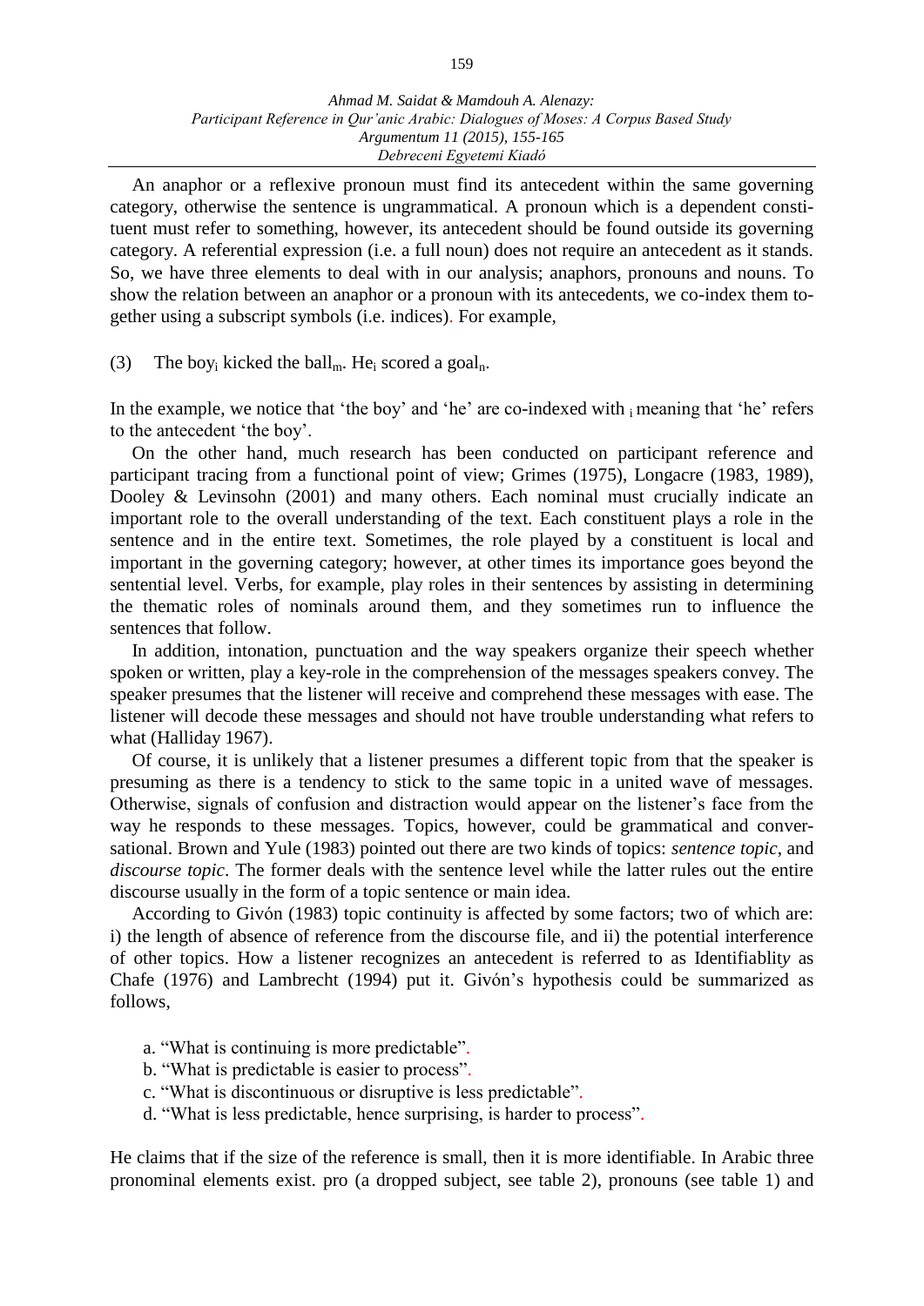An anaphor or a reflexive pronoun must find its antecedent within the same governing category, otherwise the sentence is ungrammatical. A pronoun which is a dependent constituent must refer to something, however, its antecedent should be found outside its governing category. A referential expression (i.e. a full noun) does not require an antecedent as it stands. So, we have three elements to deal with in our analysis; anaphors, pronouns and nouns. To show the relation between an anaphor or a pronoun with its antecedents, we co-index them together using a subscript symbols (i.e. indices). For example,

(3) The $\text{boy}_i$ kicked the $\text{ball}_m$. $\text{He}_i$ scored a $\text{goal}_n$.

In the example, we notice that 'the boy' and 'he' are co-indexed with $_i$ meaning that 'he' refers to the antecedent 'the boy'.

On the other hand, much research has been conducted on participant reference and participant tracing from a functional point of view; Grimes (1975), Longacre (1983, 1989), Dooley & Levinsohn (2001) and many others. Each nominal must crucially indicate an important role to the overall understanding of the text. Each constituent plays a role in the sentence and in the entire text. Sometimes, the role played by a constituent is local and important in the governing category; however, at other times its importance goes beyond the sentential level. Verbs, for example, play roles in their sentences by assisting in determining the thematic roles of nominals around them, and they sometimes run to influence the sentences that follow.

In addition, intonation, punctuation and the way speakers organize their speech whether spoken or written, play a key-role in the comprehension of the messages speakers convey. The speaker presumes that the listener will receive and comprehend these messages with ease. The listener will decode these messages and should not have trouble understanding what refers to what (Halliday 1967).

Of course, it is unlikely that a listener presumes a different topic from that the speaker is presuming as there is a tendency to stick to the same topic in a united wave of messages. Otherwise, signals of confusion and distraction would appear on the listener's face from the way he responds to these messages. Topics, however, could be grammatical and conversational. Brown and Yule (1983) pointed out there are two kinds of topics: *sentence topic*, and *discourse topic*. The former deals with the sentence level while the latter rules out the entire discourse usually in the form of a topic sentence or main idea.

According to Givón (1983) topic continuity is affected by some factors; two of which are: i) the length of absence of reference from the discourse file, and ii) the potential interference of other topics. How a listener recognizes an antecedent is referred to as Identifiablit*y* as Chafe (1976) and Lambrecht (1994) put it. Givón's hypothesis could be summarized as follows,

a. "What is continuing is more predictable".
b. "What is predictable is easier to process".
c. "What is discontinuous or disruptive is less predictable".
d. "What is less predictable, hence surprising, is harder to process".

He claims that if the size of the reference is small, then it is more identifiable. In Arabic three pronominal elements exist. pro (a dropped subject, see table 2), pronouns (see table 1) and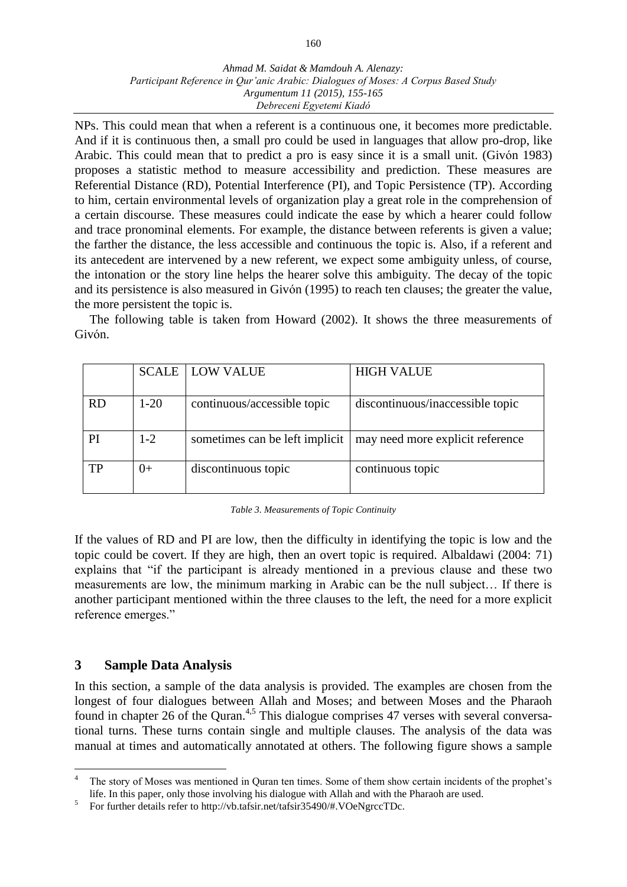NPs. This could mean that when a referent is a continuous one, it becomes more predictable. And if it is continuous then, a small pro could be used in languages that allow pro-drop, like Arabic. This could mean that to predict a pro is easy since it is a small unit. (Givón 1983) proposes a statistic method to measure accessibility and prediction. These measures are Referential Distance (RD), Potential Interference (PI), and Topic Persistence (TP). According to him, certain environmental levels of organization play a great role in the comprehension of a certain discourse. These measures could indicate the ease by which a hearer could follow and trace pronominal elements. For example, the distance between referents is given a value; the farther the distance, the less accessible and continuous the topic is. Also, if a referent and its antecedent are intervened by a new referent, we expect some ambiguity unless, of course, the intonation or the story line helps the hearer solve this ambiguity. The decay of the topic and its persistence is also measured in Givón (1995) to reach ten clauses; the greater the value, the more persistent the topic is.

The following table is taken from Howard (2002). It shows the three measurements of Givón.

| | SCALE | LOW VALUE | HIGH VALUE |
|---|---|---|---|
| RD | 1-20 | continuous/accessible topic | discontinuous/inaccessible topic |
| PI | 1-2 | sometimes can be left implicit | may need more explicit reference |
| TP | 0+ | discontinuous topic | continuous topic |

*Table 3. Measurements of Topic Continuity*

If the values of RD and PI are low, then the difficulty in identifying the topic is low and the topic could be covert. If they are high, then an overt topic is required. Albaldawi (2004: 71) explains that "if the participant is already mentioned in a previous clause and these two measurements are low, the minimum marking in Arabic can be the null subject… If there is another participant mentioned within the three clauses to the left, the need for a more explicit reference emerges."

## 3 Sample Data Analysis

In this section, a sample of the data analysis is provided. The examples are chosen from the longest of four dialogues between Allah and Moses; and between Moses and the Pharaoh found in chapter 26 of the Quran.[4,5] This dialogue comprises 47 verses with several conversational turns. These turns contain single and multiple clauses. The analysis of the data was manual at times and automatically annotated at others. The following figure shows a sample

[4] The story of Moses was mentioned in Quran ten times. Some of them show certain incidents of the prophet's life. In this paper, only those involving his dialogue with Allah and with the Pharaoh are used.

[5] For further details refer to http://vb.tafsir.net/tafsir35490/#.VOeNgrccTDc.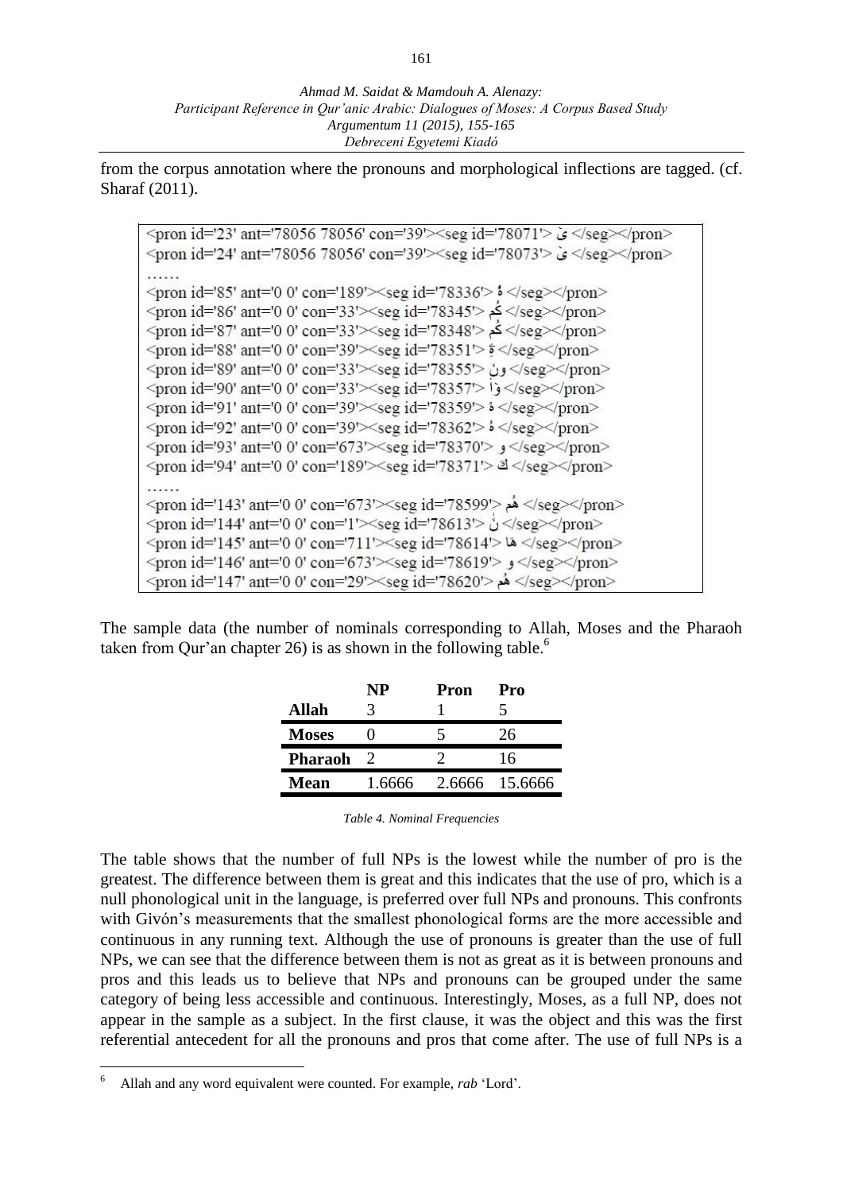from the corpus annotation where the pronouns and morphological inflections are tagged. (cf. Sharaf (2011).

```
<pron id='23' ant='78056 78056' con='39'><seg id='78071'> يَ </seg></pron>
<pron id='24' ant='78056 78056' con='39'><seg id='78073'> يَ </seg></pron>
……
<pron id='85' ant='0 0' con='189'><seg id='78336'> هُ </seg></pron>
<pron id='86' ant='0 0' con='33'><seg id='78345'> كُم </seg></pron>
<pron id='87' ant='0 0' con='33'><seg id='78348'> كُم </seg></pron>
<pron id='88' ant='0 0' con='39'><seg id='78351'> ةِ </seg></pron>
<pron id='89' ant='0 0' con='33'><seg id='78355'> ونَ </seg></pron>
<pron id='90' ant='0 0' con='33'><seg id='78357'> وٓا </seg></pron>
<pron id='91' ant='0 0' con='39'><seg id='78359'> هُ </seg></pron>
<pron id='92' ant='0 0' con='39'><seg id='78362'> هُ </seg></pron>
<pron id='93' ant='0 0' con='673'><seg id='78370'> و </seg></pron>
<pron id='94' ant='0 0' con='189'><seg id='78371'> كَ </seg></pron>
……
<pron id='143' ant='0 0' con='673'><seg id='78599'> هُم </seg></pron>
<pron id='144' ant='0 0' con='1'><seg id='78613'> نَ </seg></pron>
<pron id='145' ant='0 0' con='711'><seg id='78614'> ها </seg></pron>
<pron id='146' ant='0 0' con='673'><seg id='78619'> و </seg></pron>
<pron id='147' ant='0 0' con='29'><seg id='78620'> هُم </seg></pron>
```

The sample data (the number of nominals corresponding to Allah, Moses and the Pharaoh taken from Qur'an chapter 26) is as shown in the following table.[6]

| | NP | Pron | Pro |
|---|---|---|---|
| **Allah** | 3 | 1 | 5 |
| **Moses** | 0 | 5 | 26 |
| **Pharaoh** | 2 | 2 | 16 |
| **Mean** | 1.6666 | 2.6666 | 15.6666 |

*Table 4. Nominal Frequencies*

The table shows that the number of full NPs is the lowest while the number of pro is the greatest. The difference between them is great and this indicates that the use of pro, which is a null phonological unit in the language, is preferred over full NPs and pronouns. This confronts with Givón's measurements that the smallest phonological forms are the more accessible and continuous in any running text. Although the use of pronouns is greater than the use of full NPs, we can see that the difference between them is not as great as it is between pronouns and pros and this leads us to believe that NPs and pronouns can be grouped under the same category of being less accessible and continuous. Interestingly, Moses, as a full NP, does not appear in the sample as a subject. In the first clause, it was the object and this was the first referential antecedent for all the pronouns and pros that come after. The use of full NPs is a

[6] Allah and any word equivalent were counted. For example, *rab* 'Lord'.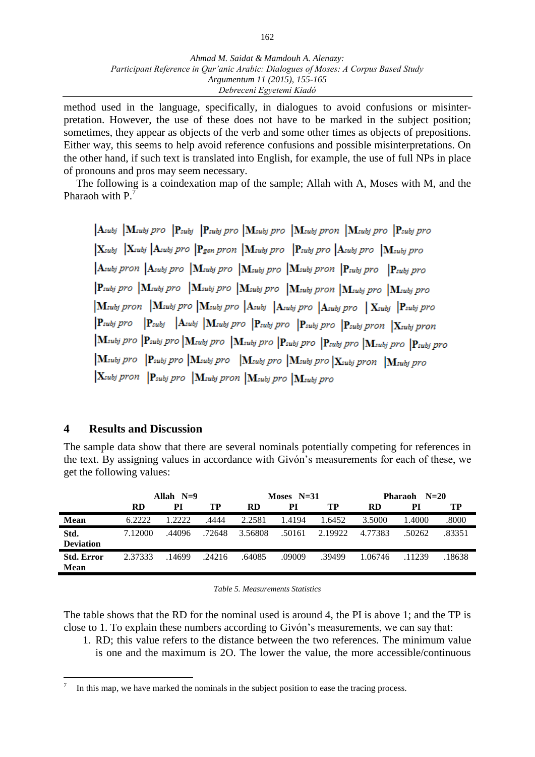method used in the language, specifically, in dialogues to avoid confusions or misinterpretation. However, the use of these does not have to be marked in the subject position; sometimes, they appear as objects of the verb and some other times as objects of prepositions. Either way, this seems to help avoid reference confusions and possible misinterpretations. On the other hand, if such text is translated into English, for example, the use of full NPs in place of pronouns and pros may seem necessary.

The following is a coindexation map of the sample; Allah with A, Moses with M, and the Pharaoh with P.[7]

|$A_{subj}$ |$M_{subj}$ *pro* |$P_{subj}$ |$P_{subj}$ *pro* |$M_{subj}$ *pro* |$M_{subj}$ *pron* |$M_{subj}$ *pro* |$P_{subj}$ *pro*
|$X_{subj}$ |$X_{subj}$ |$A_{subj}$ *pro* |$P_{gen}$ *pron* |$M_{subj}$ *pro* |$P_{subj}$ *pro* |$A_{subj}$ *pro* |$M_{subj}$ *pro*
|$A_{subj}$ *pron* |$A_{subj}$ *pro* |$M_{subj}$ *pro* |$M_{subj}$ *pro* |$M_{subj}$ *pron* |$P_{subj}$ *pro* |$P_{subj}$ *pro*
|$P_{subj}$ *pro* |$M_{subj}$ *pro* |$M_{subj}$ *pro* |$M_{subj}$ *pro* |$M_{subj}$ *pron* |$M_{subj}$ *pro* |$M_{subj}$ *pro*
|$M_{subj}$ *pron* |$M_{subj}$ *pro* |$M_{subj}$ *pro* |$A_{subj}$ |$A_{subj}$ *pro* |$A_{subj}$ *pro* |$X_{subj}$ |$P_{subj}$ *pro*
|$P_{subj}$ *pro* |$P_{subj}$ |$A_{subj}$ |$M_{subj}$ *pro* |$P_{subj}$ *pro* |$P_{subj}$ *pro* |$P_{subj}$ *pron* |$X_{subj}$ *pron*
|$M_{subj}$ *pro* |$P_{subj}$ *pro* |$M_{subj}$ *pro* |$M_{subj}$ *pro* |$P_{subj}$ *pro* |$P_{subj}$ *pro* |$M_{subj}$ *pro* |$P_{subj}$ *pro*
|$M_{subj}$ *pro* |$P_{subj}$ *pro* |$M_{subj}$ *pro* |$M_{subj}$ *pro* |$M_{subj}$ *pro* |$X_{subj}$ *pron* |$M_{subj}$ *pro*
|$X_{subj}$ *pron* |$P_{subj}$ *pro* |$M_{subj}$ *pron* |$M_{subj}$ *pro* |$M_{subj}$ *pro*

## 4 Results and Discussion

The sample data show that there are several nominals potentially competing for references in the text. By assigning values in accordance with Givón's measurements for each of these, we get the following values:

| | Allah N=9 | | | Moses N=31 | | | Pharaoh N=20 | | |
|---|---|---|---|---|---|---|---|---|---|
| | **RD** | **PI** | **TP** | **RD** | **PI** | **TP** | **RD** | **PI** | **TP** |
| **Mean** | 6.2222 | 1.2222 | .4444 | 2.2581 | 1.4194 | 1.6452 | 3.5000 | 1.4000 | .8000 |
| **Std. Deviation** | 7.12000 | .44096 | .72648 | 3.56808 | .50161 | 2.19922 | 4.77383 | .50262 | .83351 |
| **Std. Error Mean** | 2.37333 | .14699 | .24216 | .64085 | .09009 | .39499 | 1.06746 | .11239 | .18638 |

*Table 5. Measurements Statistics*

The table shows that the RD for the nominal used is around 4, the PI is above 1; and the TP is close to 1. To explain these numbers according to Givón's measurements, we can say that:

1. RD; this value refers to the distance between the two references. The minimum value is one and the maximum is 2O. The lower the value, the more accessible/continuous

[7] In this map, we have marked the nominals in the subject position to ease the tracing process.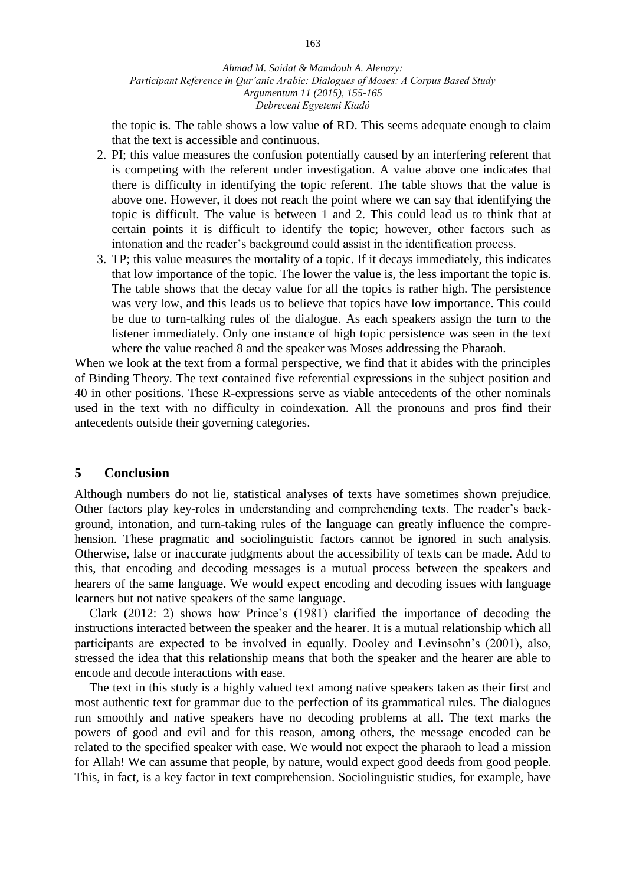the topic is. The table shows a low value of RD. This seems adequate enough to claim that the text is accessible and continuous.

2. PI; this value measures the confusion potentially caused by an interfering referent that is competing with the referent under investigation. A value above one indicates that there is difficulty in identifying the topic referent. The table shows that the value is above one. However, it does not reach the point where we can say that identifying the topic is difficult. The value is between 1 and 2. This could lead us to think that at certain points it is difficult to identify the topic; however, other factors such as intonation and the reader's background could assist in the identification process.
3. TP; this value measures the mortality of a topic. If it decays immediately, this indicates that low importance of the topic. The lower the value is, the less important the topic is. The table shows that the decay value for all the topics is rather high. The persistence was very low, and this leads us to believe that topics have low importance. This could be due to turn-talking rules of the dialogue. As each speakers assign the turn to the listener immediately. Only one instance of high topic persistence was seen in the text where the value reached 8 and the speaker was Moses addressing the Pharaoh.

When we look at the text from a formal perspective, we find that it abides with the principles of Binding Theory. The text contained five referential expressions in the subject position and 40 in other positions. These R-expressions serve as viable antecedents of the other nominals used in the text with no difficulty in coindexation. All the pronouns and pros find their antecedents outside their governing categories.

## 5 Conclusion

Although numbers do not lie, statistical analyses of texts have sometimes shown prejudice. Other factors play key-roles in understanding and comprehending texts. The reader's background, intonation, and turn-taking rules of the language can greatly influence the comprehension. These pragmatic and sociolinguistic factors cannot be ignored in such analysis. Otherwise, false or inaccurate judgments about the accessibility of texts can be made. Add to this, that encoding and decoding messages is a mutual process between the speakers and hearers of the same language. We would expect encoding and decoding issues with language learners but not native speakers of the same language.

Clark (2012: 2) shows how Prince's (1981) clarified the importance of decoding the instructions interacted between the speaker and the hearer. It is a mutual relationship which all participants are expected to be involved in equally. Dooley and Levinsohn's (2001), also, stressed the idea that this relationship means that both the speaker and the hearer are able to encode and decode interactions with ease.

The text in this study is a highly valued text among native speakers taken as their first and most authentic text for grammar due to the perfection of its grammatical rules. The dialogues run smoothly and native speakers have no decoding problems at all. The text marks the powers of good and evil and for this reason, among others, the message encoded can be related to the specified speaker with ease. We would not expect the pharaoh to lead a mission for Allah! We can assume that people, by nature, would expect good deeds from good people. This, in fact, is a key factor in text comprehension. Sociolinguistic studies, for example, have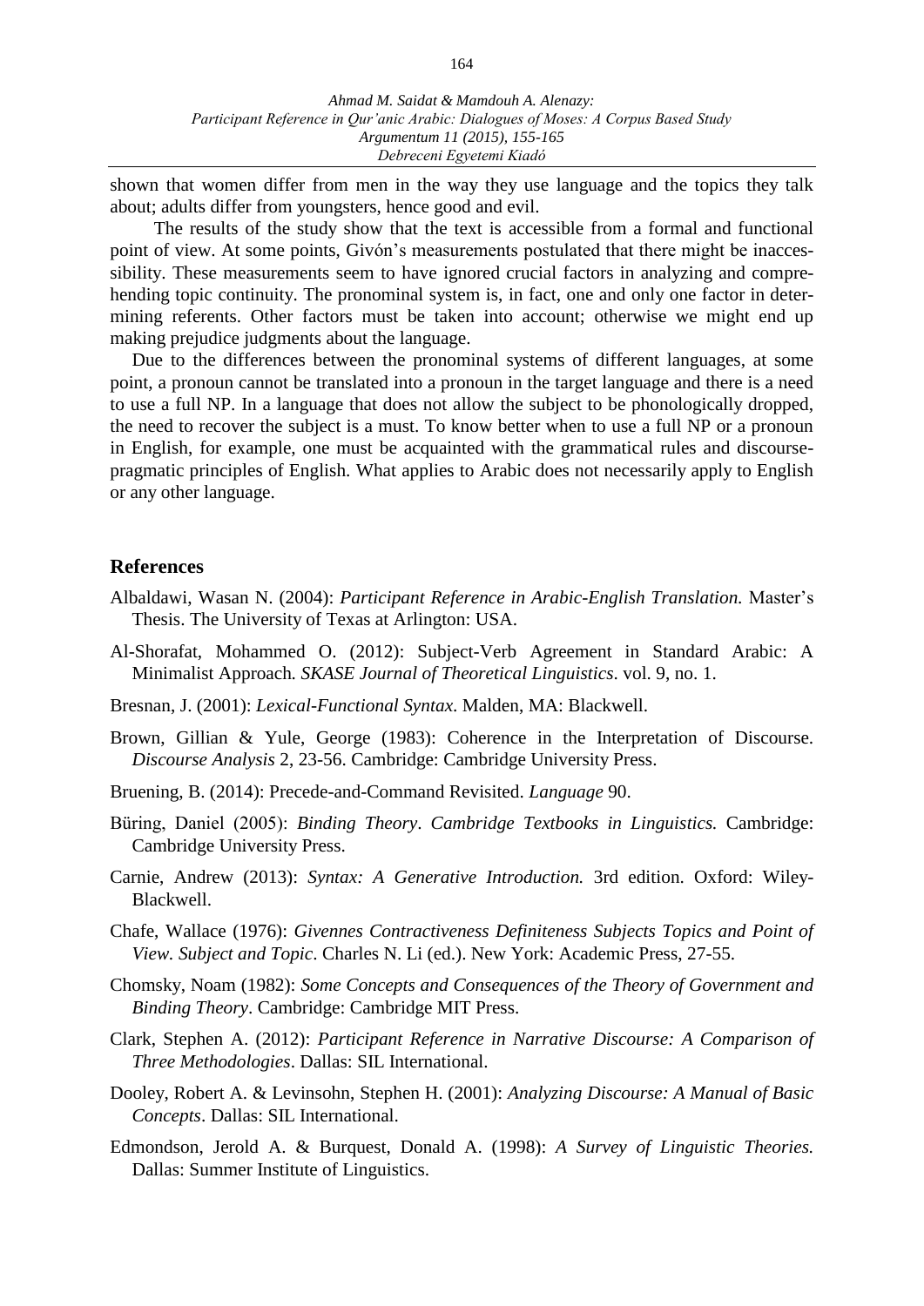shown that women differ from men in the way they use language and the topics they talk about; adults differ from youngsters, hence good and evil.

The results of the study show that the text is accessible from a formal and functional point of view. At some points, Givón's measurements postulated that there might be inaccessibility. These measurements seem to have ignored crucial factors in analyzing and comprehending topic continuity. The pronominal system is, in fact, one and only one factor in determining referents. Other factors must be taken into account; otherwise we might end up making prejudice judgments about the language.

Due to the differences between the pronominal systems of different languages, at some point, a pronoun cannot be translated into a pronoun in the target language and there is a need to use a full NP. In a language that does not allow the subject to be phonologically dropped, the need to recover the subject is a must. To know better when to use a full NP or a pronoun in English, for example, one must be acquainted with the grammatical rules and discourse-pragmatic principles of English. What applies to Arabic does not necessarily apply to English or any other language.

## References

Albaldawi, Wasan N. (2004): *Participant Reference in Arabic-English Translation.* Master's Thesis. The University of Texas at Arlington: USA.

Al-Shorafat, Mohammed O. (2012): Subject-Verb Agreement in Standard Arabic: A Minimalist Approach. *SKASE Journal of Theoretical Linguistics*. vol. 9, no. 1.

Bresnan, J. (2001): *Lexical-Functional Syntax*. Malden, MA: Blackwell.

Brown, Gillian & Yule, George (1983): Coherence in the Interpretation of Discourse. *Discourse Analysis* 2, 23-56. Cambridge: Cambridge University Press.

Bruening, B. (2014): Precede-and-Command Revisited. *Language* 90.

Büring, Daniel (2005): *Binding Theory*. *Cambridge Textbooks in Linguistics.* Cambridge: Cambridge University Press.

Carnie, Andrew (2013): *Syntax: A Generative Introduction.* 3rd edition. Oxford: Wiley-Blackwell.

Chafe, Wallace (1976): *Givennes Contractiveness Definiteness Subjects Topics and Point of View. Subject and Topic*. Charles N. Li (ed.). New York: Academic Press, 27-55.

Chomsky, Noam (1982): *Some Concepts and Consequences of the Theory of Government and Binding Theory*. Cambridge: Cambridge MIT Press.

Clark, Stephen A. (2012): *Participant Reference in Narrative Discourse: A Comparison of Three Methodologies*. Dallas: SIL International.

Dooley, Robert A. & Levinsohn, Stephen H. (2001): *Analyzing Discourse: A Manual of Basic Concepts*. Dallas: SIL International.

Edmondson, Jerold A. & Burquest, Donald A. (1998): *A Survey of Linguistic Theories.* Dallas: Summer Institute of Linguistics.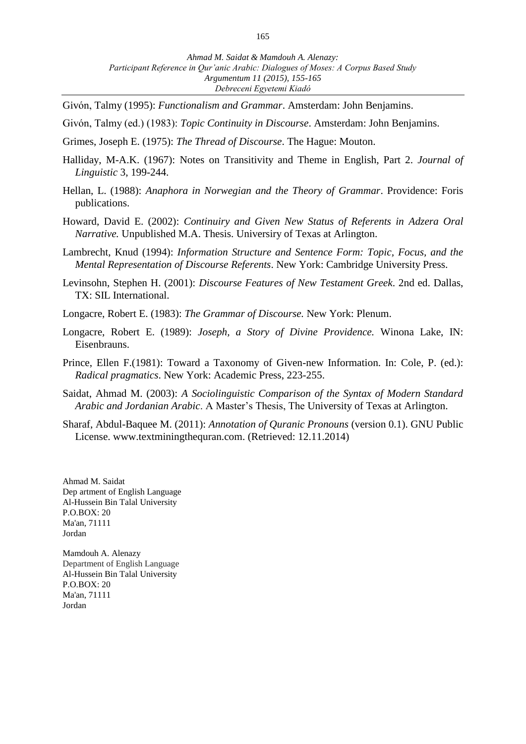Givón, Talmy (1995): *Functionalism and Grammar*. Amsterdam: John Benjamins.

Givón, Talmy (ed.) (1983): *Topic Continuity in Discourse*. Amsterdam: John Benjamins.

Grimes, Joseph E. (1975): *The Thread of Discourse*. The Hague: Mouton.

Halliday, M-A.K. (1967): Notes on Transitivity and Theme in English, Part 2. *Journal of Linguistic* 3, 199-244.

Hellan, L. (1988): *Anaphora in Norwegian and the Theory of Grammar*. Providence: Foris publications.

Howard, David E. (2002): *Continuiry and Given New Status of Referents in Adzera Oral Narrative.* Unpublished M.A. Thesis. Universiry of Texas at Arlington.

Lambrecht, Knud (1994): *Information Structure and Sentence Form: Topic, Focus, and the Mental Representation of Discourse Referents*. New York: Cambridge University Press.

Levinsohn, Stephen H. (2001): *Discourse Features of New Testament Greek*. 2nd ed. Dallas, TX: SIL International.

Longacre, Robert E. (1983): *The Grammar of Discourse.* New York: Plenum.

Longacre, Robert E. (1989): *Joseph, a Story of Divine Providence.* Winona Lake, IN: Eisenbrauns.

Prince, Ellen F.(1981): Toward a Taxonomy of Given-new Information. In: Cole, P. (ed.): *Radical pragmatics*. New York: Academic Press, 223-255.

Saidat, Ahmad M. (2003): *A Sociolinguistic Comparison of the Syntax of Modern Standard Arabic and Jordanian Arabic*. A Master's Thesis, The University of Texas at Arlington.

Sharaf, Abdul-Baquee M. (2011): *Annotation of Quranic Pronouns* (version 0.1). GNU Public License. www.textminingthequran.com. (Retrieved: 12.11.2014)

Ahmad M. Saidat
Dep artment of English Language
Al-Hussein Bin Talal University
P.O.BOX: 20
Ma'an, 71111
Jordan

Mamdouh A. Alenazy
Department of English Language
Al-Hussein Bin Talal University
P.O.BOX: 20
Ma'an, 71111
Jordan